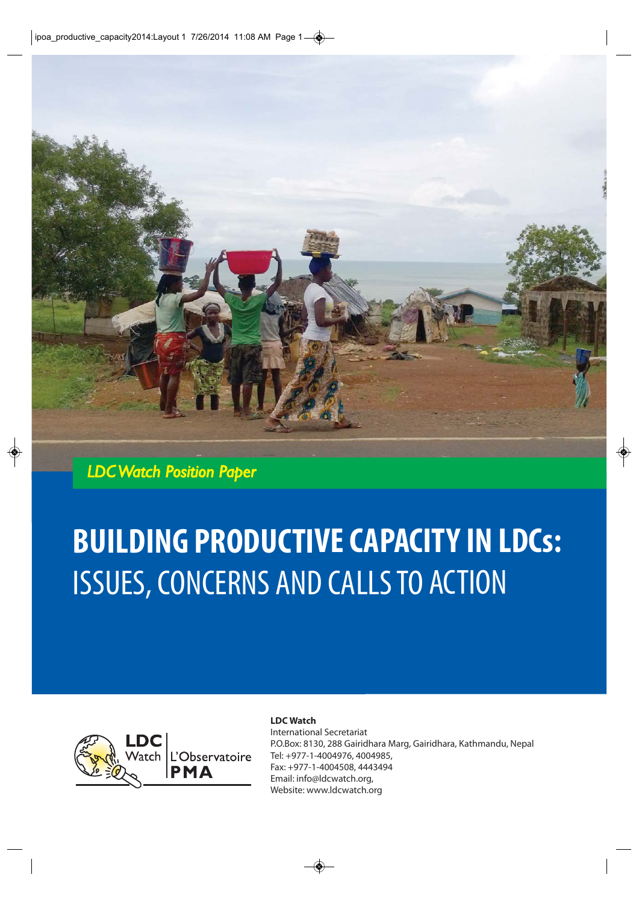*LDC Watch Position Paper*

# BUILDING PRODUCTIVE CAPACITY IN LDCs: ISSUES, CONCERNS AND CALLS TO ACTION

LDC Watch | L'Observatoire PMA

**LDC Watch**
International Secretariat
P.O.Box: 8130, 288 Gairidhara Marg, Gairidhara, Kathmandu, Nepal
Tel: +977-1-4004976, 4004985,
Fax: +977-1-4004508, 4443494
Email: info@ldcwatch.org,
Website: www.ldcwatch.org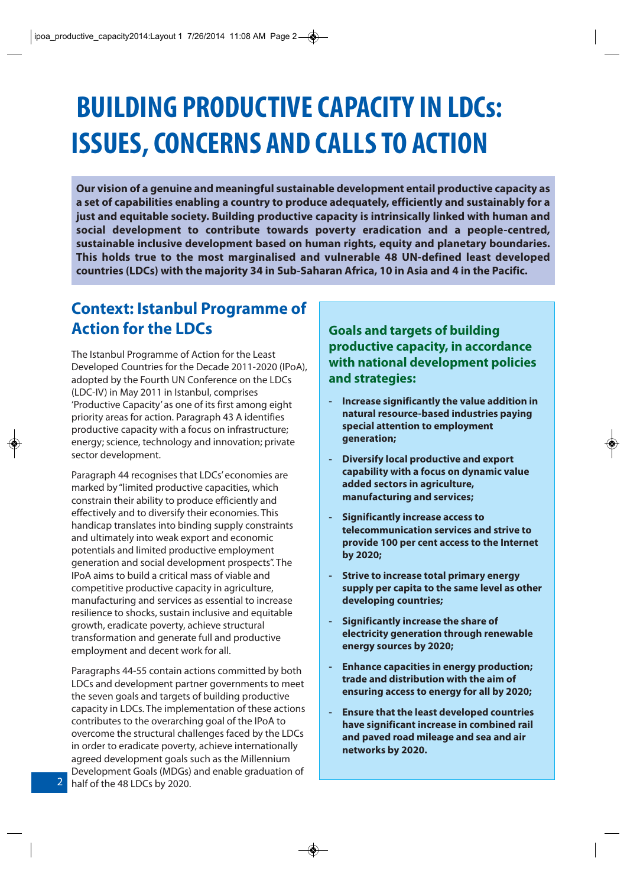# BUILDING PRODUCTIVE CAPACITY IN LDCs: ISSUES, CONCERNS AND CALLS TO ACTION

**Our vision of a genuine and meaningful sustainable development entail productive capacity as a set of capabilities enabling a country to produce adequately, efficiently and sustainably for a just and equitable society. Building productive capacity is intrinsically linked with human and social development to contribute towards poverty eradication and a people-centred, sustainable inclusive development based on human rights, equity and planetary boundaries. This holds true to the most marginalised and vulnerable 48 UN-defined least developed countries (LDCs) with the majority 34 in Sub-Saharan Africa, 10 in Asia and 4 in the Pacific.**

## Context: Istanbul Programme of Action for the LDCs

The Istanbul Programme of Action for the Least Developed Countries for the Decade 2011-2020 (IPoA), adopted by the Fourth UN Conference on the LDCs (LDC-IV) in May 2011 in Istanbul, comprises 'Productive Capacity' as one of its first among eight priority areas for action. Paragraph 43 A identifies productive capacity with a focus on infrastructure; energy; science, technology and innovation; private sector development.

Paragraph 44 recognises that LDCs' economies are marked by "limited productive capacities, which constrain their ability to produce efficiently and effectively and to diversify their economies. This handicap translates into binding supply constraints and ultimately into weak export and economic potentials and limited productive employment generation and social development prospects". The IPoA aims to build a critical mass of viable and competitive productive capacity in agriculture, manufacturing and services as essential to increase resilience to shocks, sustain inclusive and equitable growth, eradicate poverty, achieve structural transformation and generate full and productive employment and decent work for all.

Paragraphs 44-55 contain actions committed by both LDCs and development partner governments to meet the seven goals and targets of building productive capacity in LDCs. The implementation of these actions contributes to the overarching goal of the IPoA to overcome the structural challenges faced by the LDCs in order to eradicate poverty, achieve internationally agreed development goals such as the Millennium Development Goals (MDGs) and enable graduation of half of the 48 LDCs by 2020.

### Goals and targets of building productive capacity, in accordance with national development policies and strategies:

- **Increase significantly the value addition in natural resource-based industries paying special attention to employment generation;**
- **Diversify local productive and export capability with a focus on dynamic value added sectors in agriculture, manufacturing and services;**
- **Significantly increase access to telecommunication services and strive to provide 100 per cent access to the Internet by 2020;**
- **Strive to increase total primary energy supply per capita to the same level as other developing countries;**
- **Significantly increase the share of electricity generation through renewable energy sources by 2020;**
- **Enhance capacities in energy production; trade and distribution with the aim of ensuring access to energy for all by 2020;**
- **Ensure that the least developed countries have significant increase in combined rail and paved road mileage and sea and air networks by 2020.**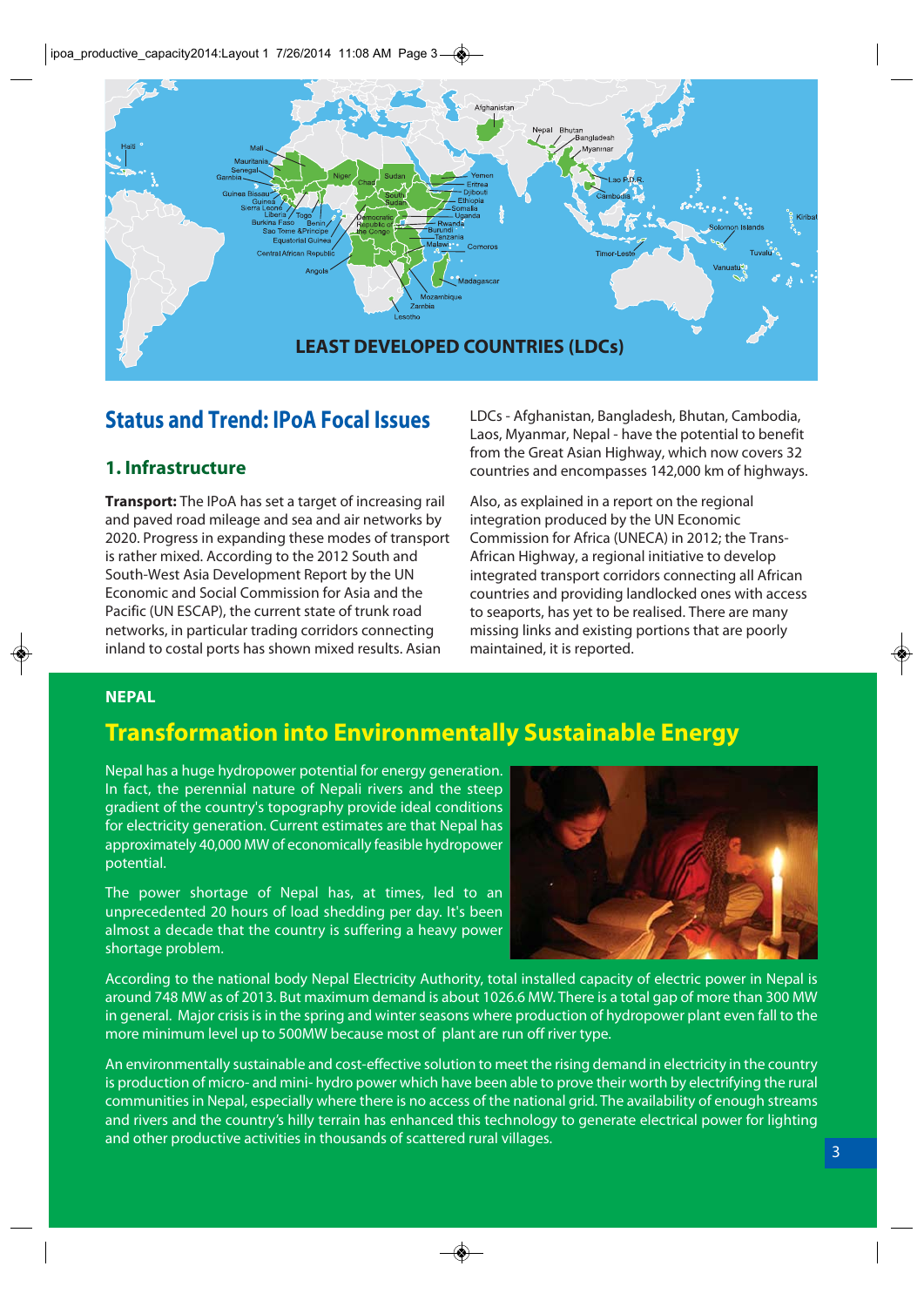LEAST DEVELOPED COUNTRIES (LDCs)

## Status and Trend: IPoA Focal Issues

### 1. Infrastructure

**Transport:** The IPoA has set a target of increasing rail and paved road mileage and sea and air networks by 2020. Progress in expanding these modes of transport is rather mixed. According to the 2012 South and South-West Asia Development Report by the UN Economic and Social Commission for Asia and the Pacific (UN ESCAP), the current state of trunk road networks, in particular trading corridors connecting inland to costal ports has shown mixed results. Asian LDCs - Afghanistan, Bangladesh, Bhutan, Cambodia, Laos, Myanmar, Nepal - have the potential to benefit from the Great Asian Highway, which now covers 32 countries and encompasses 142,000 km of highways.

Also, as explained in a report on the regional integration produced by the UN Economic Commission for Africa (UNECA) in 2012; the Trans-African Highway, a regional initiative to develop integrated transport corridors connecting all African countries and providing landlocked ones with access to seaports, has yet to be realised. There are many missing links and existing portions that are poorly maintained, it is reported.

**NEPAL**

## Transformation into Environmentally Sustainable Energy

Nepal has a huge hydropower potential for energy generation. In fact, the perennial nature of Nepali rivers and the steep gradient of the country's topography provide ideal conditions for electricity generation. Current estimates are that Nepal has approximately 40,000 MW of economically feasible hydropower potential.

The power shortage of Nepal has, at times, led to an unprecedented 20 hours of load shedding per day. It's been almost a decade that the country is suffering a heavy power shortage problem.

According to the national body Nepal Electricity Authority, total installed capacity of electric power in Nepal is around 748 MW as of 2013. But maximum demand is about 1026.6 MW. There is a total gap of more than 300 MW in general. Major crisis is in the spring and winter seasons where production of hydropower plant even fall to the more minimum level up to 500MW because most of plant are run off river type.

An environmentally sustainable and cost-effective solution to meet the rising demand in electricity in the country is production of micro- and mini- hydro power which have been able to prove their worth by electrifying the rural communities in Nepal, especially where there is no access of the national grid. The availability of enough streams and rivers and the country's hilly terrain has enhanced this technology to generate electrical power for lighting and other productive activities in thousands of scattered rural villages.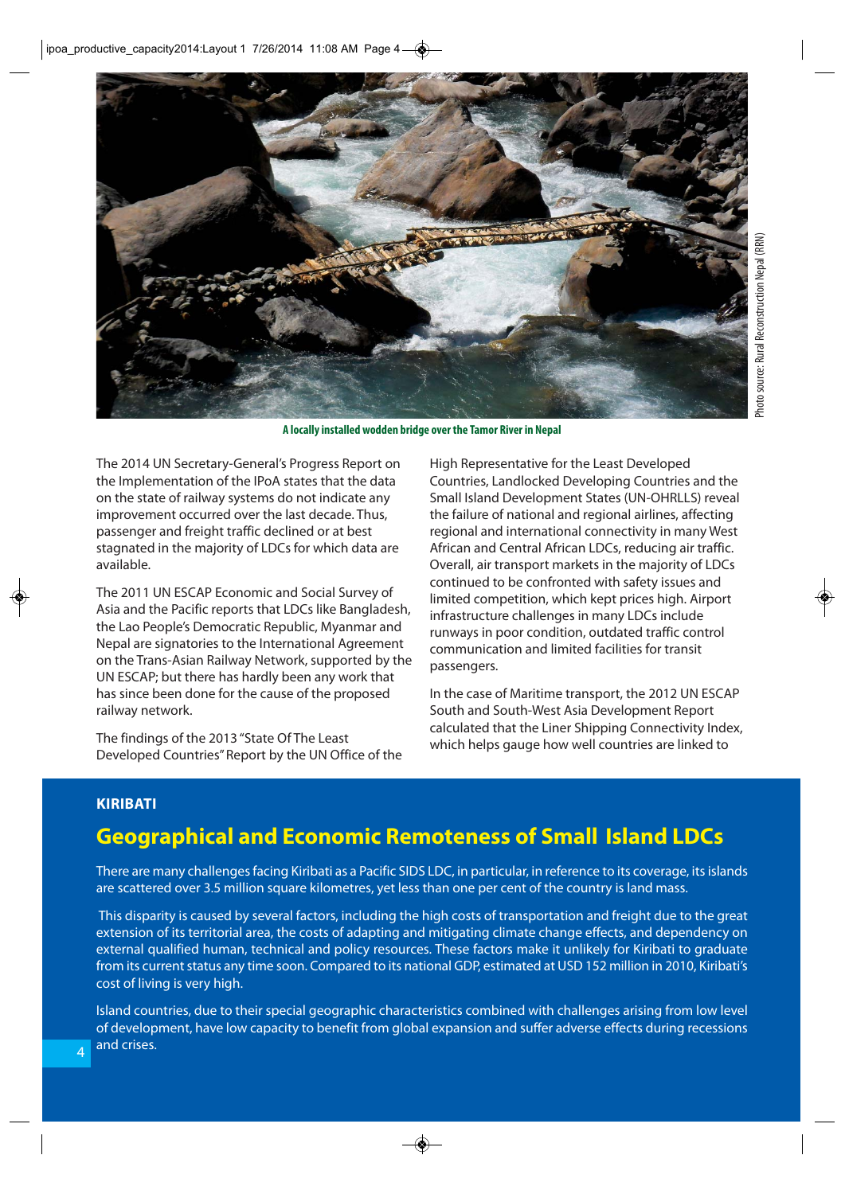A locally installed wodden bridge over the Tamor River in Nepal

Photo source: Rural Reconstruction Nepal (RRN)

The 2014 UN Secretary-General's Progress Report on the Implementation of the IPoA states that the data on the state of railway systems do not indicate any improvement occurred over the last decade. Thus, passenger and freight traffic declined or at best stagnated in the majority of LDCs for which data are available.

The 2011 UN ESCAP Economic and Social Survey of Asia and the Pacific reports that LDCs like Bangladesh, the Lao People's Democratic Republic, Myanmar and Nepal are signatories to the International Agreement on the Trans-Asian Railway Network, supported by the UN ESCAP; but there has hardly been any work that has since been done for the cause of the proposed railway network.

The findings of the 2013 "State Of The Least Developed Countries" Report by the UN Office of the High Representative for the Least Developed Countries, Landlocked Developing Countries and the Small Island Development States (UN-OHRLLS) reveal the failure of national and regional airlines, affecting regional and international connectivity in many West African and Central African LDCs, reducing air traffic. Overall, air transport markets in the majority of LDCs continued to be confronted with safety issues and limited competition, which kept prices high. Airport infrastructure challenges in many LDCs include runways in poor condition, outdated traffic control communication and limited facilities for transit passengers.

In the case of Maritime transport, the 2012 UN ESCAP South and South-West Asia Development Report calculated that the Liner Shipping Connectivity Index, which helps gauge how well countries are linked to

**KIRIBATI**

## Geographical and Economic Remoteness of Small Island LDCs

There are many challenges facing Kiribati as a Pacific SIDS LDC, in particular, in reference to its coverage, its islands are scattered over 3.5 million square kilometres, yet less than one per cent of the country is land mass.

This disparity is caused by several factors, including the high costs of transportation and freight due to the great extension of its territorial area, the costs of adapting and mitigating climate change effects, and dependency on external qualified human, technical and policy resources. These factors make it unlikely for Kiribati to graduate from its current status any time soon. Compared to its national GDP, estimated at USD 152 million in 2010, Kiribati's cost of living is very high.

Island countries, due to their special geographic characteristics combined with challenges arising from low level of development, have low capacity to benefit from global expansion and suffer adverse effects during recessions and crises.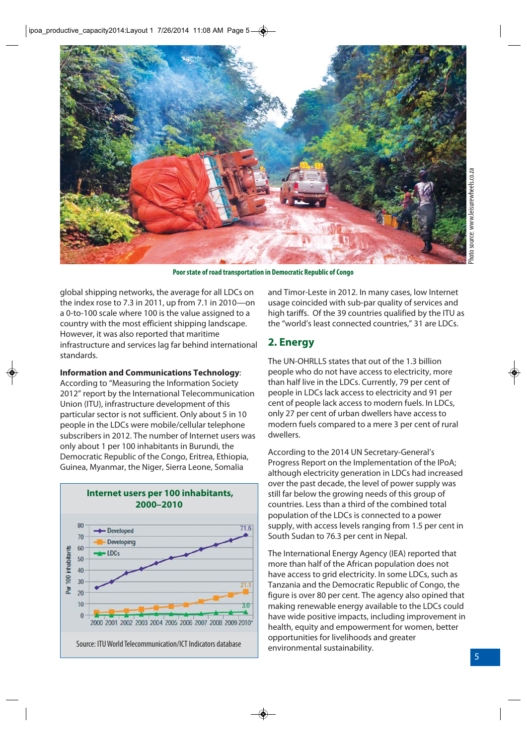Poor state of road transportation in Democratic Republic of Congo

Photo source: www.leisurewheels.co.za

global shipping networks, the average for all LDCs on the index rose to 7.3 in 2011, up from 7.1 in 2010—on a 0-to-100 scale where 100 is the value assigned to a country with the most efficient shipping landscape. However, it was also reported that maritime infrastructure and services lag far behind international standards.

**Information and Communications Technology**: According to "Measuring the Information Society 2012" report by the International Telecommunication Union (ITU), infrastructure development of this particular sector is not sufficient. Only about 5 in 10 people in the LDCs were mobile/cellular telephone subscribers in 2012. The number of Internet users was only about 1 per 100 inhabitants in Burundi, the Democratic Republic of the Congo, Eritrea, Ethiopia, Guinea, Myanmar, the Niger, Sierra Leone, Somalia and Timor-Leste in 2012. In many cases, low Internet usage coincided with sub-par quality of services and high tariffs. Of the 39 countries qualified by the ITU as the "world's least connected countries," 31 are LDCs.

**Internet users per 100 inhabitants, 2000–2010**

Per 100 inhabitants. Series: Developed (71.6 in 2010), Developing (21.1 in 2010), LDCs (3.0 in 2010); years 2000–2010*.

Source: ITU World Telecommunication/ICT Indicators database

## 2. Energy

The UN-OHRLLS states that out of the 1.3 billion people who do not have access to electricity, more than half live in the LDCs. Currently, 79 per cent of people in LDCs lack access to electricity and 91 per cent of people lack access to modern fuels. In LDCs, only 27 per cent of urban dwellers have access to modern fuels compared to a mere 3 per cent of rural dwellers.

According to the 2014 UN Secretary-General's Progress Report on the Implementation of the IPoA; although electricity generation in LDCs had increased over the past decade, the level of power supply was still far below the growing needs of this group of countries. Less than a third of the combined total population of the LDCs is connected to a power supply, with access levels ranging from 1.5 per cent in South Sudan to 76.3 per cent in Nepal.

The International Energy Agency (IEA) reported that more than half of the African population does not have access to grid electricity. In some LDCs, such as Tanzania and the Democratic Republic of Congo, the figure is over 80 per cent. The agency also opined that making renewable energy available to the LDCs could have wide positive impacts, including improvement in health, equity and empowerment for women, better opportunities for livelihoods and greater environmental sustainability.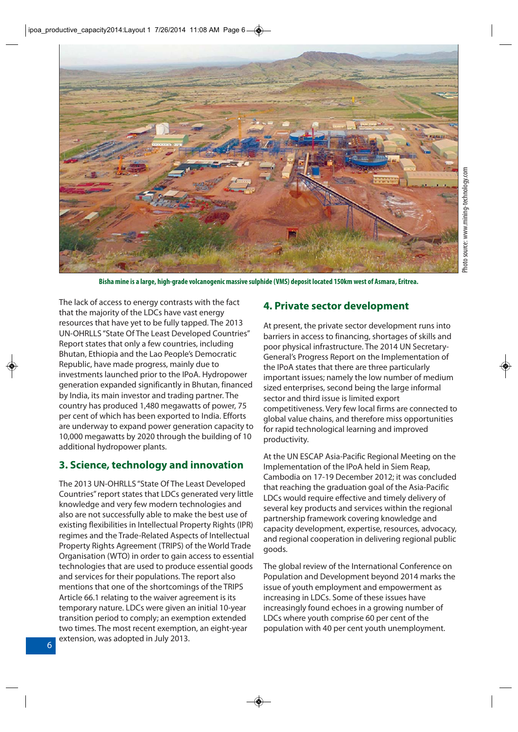Bisha mine is a large, high-grade volcanogenic massive sulphide (VMS) deposit located 150km west of Asmara, Eritrea.

Photo source: www.mining-technology.com

The lack of access to energy contrasts with the fact that the majority of the LDCs have vast energy resources that have yet to be fully tapped. The 2013 UN-OHRLLS "State Of The Least Developed Countries" Report states that only a few countries, including Bhutan, Ethiopia and the Lao People's Democratic Republic, have made progress, mainly due to investments launched prior to the IPoA. Hydropower generation expanded significantly in Bhutan, financed by India, its main investor and trading partner. The country has produced 1,480 megawatts of power, 75 per cent of which has been exported to India. Efforts are underway to expand power generation capacity to 10,000 megawatts by 2020 through the building of 10 additional hydropower plants.

## 3. Science, technology and innovation

The 2013 UN-OHRLLS "State Of The Least Developed Countries" report states that LDCs generated very little knowledge and very few modern technologies and also are not successfully able to make the best use of existing flexibilities in Intellectual Property Rights (IPR) regimes and the Trade-Related Aspects of Intellectual Property Rights Agreement (TRIPS) of the World Trade Organisation (WTO) in order to gain access to essential technologies that are used to produce essential goods and services for their populations. The report also mentions that one of the shortcomings of the TRIPS Article 66.1 relating to the waiver agreement is its temporary nature. LDCs were given an initial 10-year transition period to comply; an exemption extended two times. The most recent exemption, an eight-year extension, was adopted in July 2013.

## 4. Private sector development

At present, the private sector development runs into barriers in access to financing, shortages of skills and poor physical infrastructure. The 2014 UN Secretary-General's Progress Report on the Implementation of the IPoA states that there are three particularly important issues; namely the low number of medium sized enterprises, second being the large informal sector and third issue is limited export competitiveness. Very few local firms are connected to global value chains, and therefore miss opportunities for rapid technological learning and improved productivity.

At the UN ESCAP Asia-Pacific Regional Meeting on the Implementation of the IPoA held in Siem Reap, Cambodia on 17-19 December 2012; it was concluded that reaching the graduation goal of the Asia-Pacific LDCs would require effective and timely delivery of several key products and services within the regional partnership framework covering knowledge and capacity development, expertise, resources, advocacy, and regional cooperation in delivering regional public goods.

The global review of the International Conference on Population and Development beyond 2014 marks the issue of youth employment and empowerment as increasing in LDCs. Some of these issues have increasingly found echoes in a growing number of LDCs where youth comprise 60 per cent of the population with 40 per cent youth unemployment.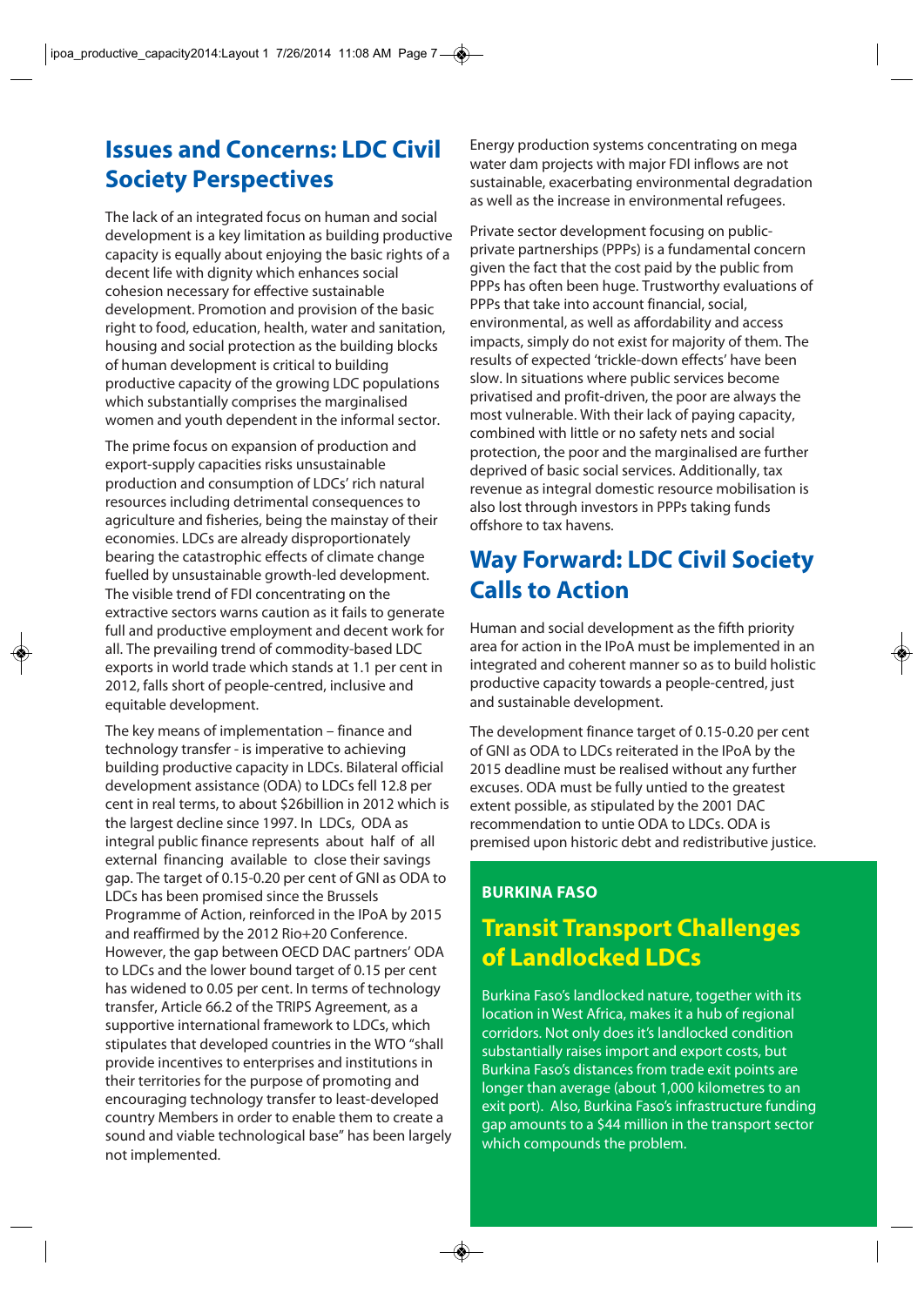## Issues and Concerns: LDC Civil Society Perspectives

The lack of an integrated focus on human and social development is a key limitation as building productive capacity is equally about enjoying the basic rights of a decent life with dignity which enhances social cohesion necessary for effective sustainable development. Promotion and provision of the basic right to food, education, health, water and sanitation, housing and social protection as the building blocks of human development is critical to building productive capacity of the growing LDC populations which substantially comprises the marginalised women and youth dependent in the informal sector.

The prime focus on expansion of production and export-supply capacities risks unsustainable production and consumption of LDCs' rich natural resources including detrimental consequences to agriculture and fisheries, being the mainstay of their economies. LDCs are already disproportionately bearing the catastrophic effects of climate change fuelled by unsustainable growth-led development. The visible trend of FDI concentrating on the extractive sectors warns caution as it fails to generate full and productive employment and decent work for all. The prevailing trend of commodity-based LDC exports in world trade which stands at 1.1 per cent in 2012, falls short of people-centred, inclusive and equitable development.

The key means of implementation – finance and technology transfer - is imperative to achieving building productive capacity in LDCs. Bilateral official development assistance (ODA) to LDCs fell 12.8 per cent in real terms, to about $26billion in 2012 which is the largest decline since 1997. In LDCs, ODA as integral public finance represents about half of all external financing available to close their savings gap. The target of 0.15-0.20 per cent of GNI as ODA to LDCs has been promised since the Brussels Programme of Action, reinforced in the IPoA by 2015 and reaffirmed by the 2012 Rio+20 Conference. However, the gap between OECD DAC partners' ODA to LDCs and the lower bound target of 0.15 per cent has widened to 0.05 per cent. In terms of technology transfer, Article 66.2 of the TRIPS Agreement, as a supportive international framework to LDCs, which stipulates that developed countries in the WTO "shall provide incentives to enterprises and institutions in their territories for the purpose of promoting and encouraging technology transfer to least-developed country Members in order to enable them to create a sound and viable technological base" has been largely not implemented.

Energy production systems concentrating on mega water dam projects with major FDI inflows are not sustainable, exacerbating environmental degradation as well as the increase in environmental refugees.

Private sector development focusing on public-private partnerships (PPPs) is a fundamental concern given the fact that the cost paid by the public from PPPs has often been huge. Trustworthy evaluations of PPPs that take into account financial, social, environmental, as well as affordability and access impacts, simply do not exist for majority of them. The results of expected 'trickle-down effects' have been slow. In situations where public services become privatised and profit-driven, the poor are always the most vulnerable. With their lack of paying capacity, combined with little or no safety nets and social protection, the poor and the marginalised are further deprived of basic social services. Additionally, tax revenue as integral domestic resource mobilisation is also lost through investors in PPPs taking funds offshore to tax havens.

## Way Forward: LDC Civil Society Calls to Action

Human and social development as the fifth priority area for action in the IPoA must be implemented in an integrated and coherent manner so as to build holistic productive capacity towards a people-centred, just and sustainable development.

The development finance target of 0.15-0.20 per cent of GNI as ODA to LDCs reiterated in the IPoA by the 2015 deadline must be realised without any further excuses. ODA must be fully untied to the greatest extent possible, as stipulated by the 2001 DAC recommendation to untie ODA to LDCs. ODA is premised upon historic debt and redistributive justice.

**BURKINA FASO**

### Transit Transport Challenges of Landlocked LDCs

Burkina Faso's landlocked nature, together with its location in West Africa, makes it a hub of regional corridors. Not only does it's landlocked condition substantially raises import and export costs, but Burkina Faso's distances from trade exit points are longer than average (about 1,000 kilometres to an exit port). Also, Burkina Faso's infrastructure funding gap amounts to a $44 million in the transport sector which compounds the problem.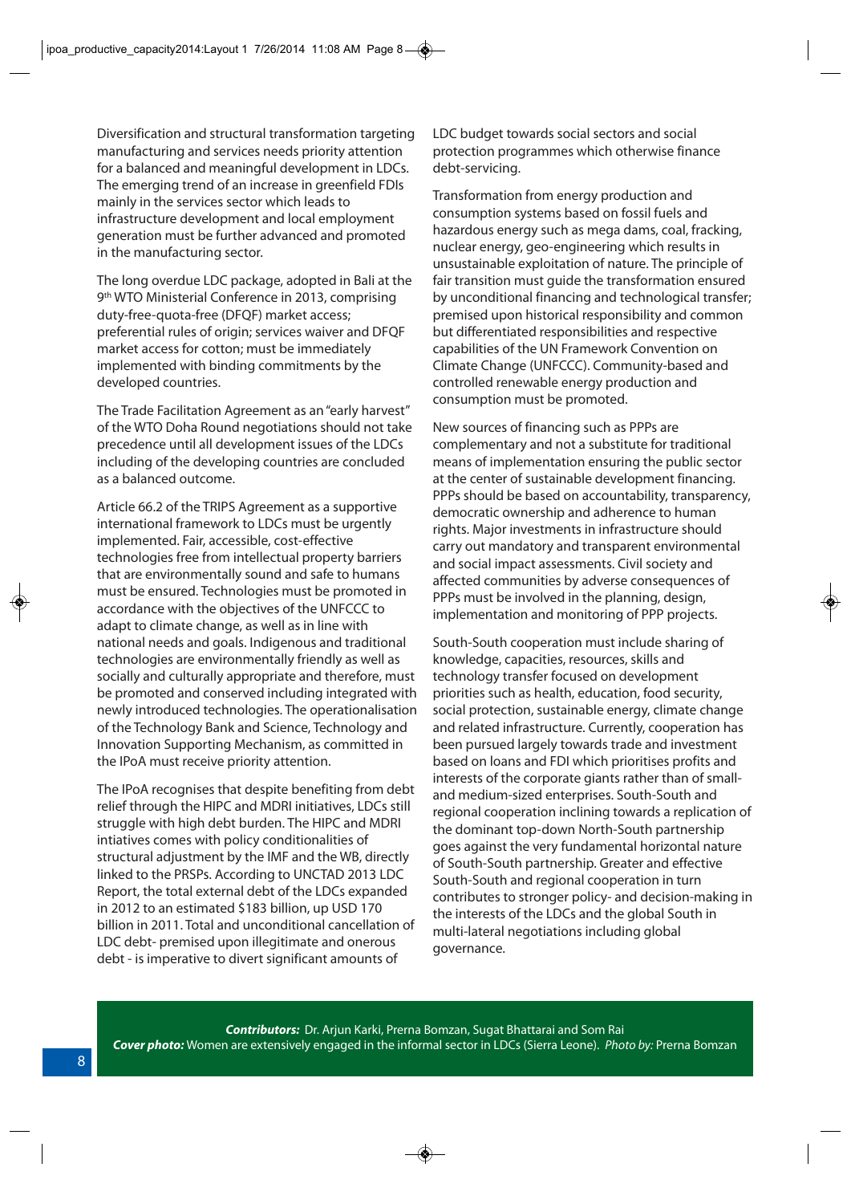Diversification and structural transformation targeting manufacturing and services needs priority attention for a balanced and meaningful development in LDCs. The emerging trend of an increase in greenfield FDIs mainly in the services sector which leads to infrastructure development and local employment generation must be further advanced and promoted in the manufacturing sector.

The long overdue LDC package, adopted in Bali at the 9th WTO Ministerial Conference in 2013, comprising duty-free-quota-free (DFQF) market access; preferential rules of origin; services waiver and DFQF market access for cotton; must be immediately implemented with binding commitments by the developed countries.

The Trade Facilitation Agreement as an "early harvest" of the WTO Doha Round negotiations should not take precedence until all development issues of the LDCs including of the developing countries are concluded as a balanced outcome.

Article 66.2 of the TRIPS Agreement as a supportive international framework to LDCs must be urgently implemented. Fair, accessible, cost-effective technologies free from intellectual property barriers that are environmentally sound and safe to humans must be ensured. Technologies must be promoted in accordance with the objectives of the UNFCCC to adapt to climate change, as well as in line with national needs and goals. Indigenous and traditional technologies are environmentally friendly as well as socially and culturally appropriate and therefore, must be promoted and conserved including integrated with newly introduced technologies. The operationalisation of the Technology Bank and Science, Technology and Innovation Supporting Mechanism, as committed in the IPoA must receive priority attention.

The IPoA recognises that despite benefiting from debt relief through the HIPC and MDRI initiatives, LDCs still struggle with high debt burden. The HIPC and MDRI intiatives comes with policy conditionalities of structural adjustment by the IMF and the WB, directly linked to the PRSPs. According to UNCTAD 2013 LDC Report, the total external debt of the LDCs expanded in 2012 to an estimated $183 billion, up USD 170 billion in 2011. Total and unconditional cancellation of LDC debt- premised upon illegitimate and onerous debt - is imperative to divert significant amounts of LDC budget towards social sectors and social protection programmes which otherwise finance debt-servicing.

Transformation from energy production and consumption systems based on fossil fuels and hazardous energy such as mega dams, coal, fracking, nuclear energy, geo-engineering which results in unsustainable exploitation of nature. The principle of fair transition must guide the transformation ensured by unconditional financing and technological transfer; premised upon historical responsibility and common but differentiated responsibilities and respective capabilities of the UN Framework Convention on Climate Change (UNFCCC). Community-based and controlled renewable energy production and consumption must be promoted.

New sources of financing such as PPPs are complementary and not a substitute for traditional means of implementation ensuring the public sector at the center of sustainable development financing. PPPs should be based on accountability, transparency, democratic ownership and adherence to human rights. Major investments in infrastructure should carry out mandatory and transparent environmental and social impact assessments. Civil society and affected communities by adverse consequences of PPPs must be involved in the planning, design, implementation and monitoring of PPP projects.

South-South cooperation must include sharing of knowledge, capacities, resources, skills and technology transfer focused on development priorities such as health, education, food security, social protection, sustainable energy, climate change and related infrastructure. Currently, cooperation has been pursued largely towards trade and investment based on loans and FDI which prioritises profits and interests of the corporate giants rather than of small- and medium-sized enterprises. South-South and regional cooperation inclining towards a replication of the dominant top-down North-South partnership goes against the very fundamental horizontal nature of South-South partnership. Greater and effective South-South and regional cooperation in turn contributes to stronger policy- and decision-making in the interests of the LDCs and the global South in multi-lateral negotiations including global governance.

***Contributors:*** Dr. Arjun Karki, Prerna Bomzan, Sugat Bhattarai and Som Rai
***Cover photo:*** Women are extensively engaged in the informal sector in LDCs (Sierra Leone). *Photo by:* Prerna Bomzan